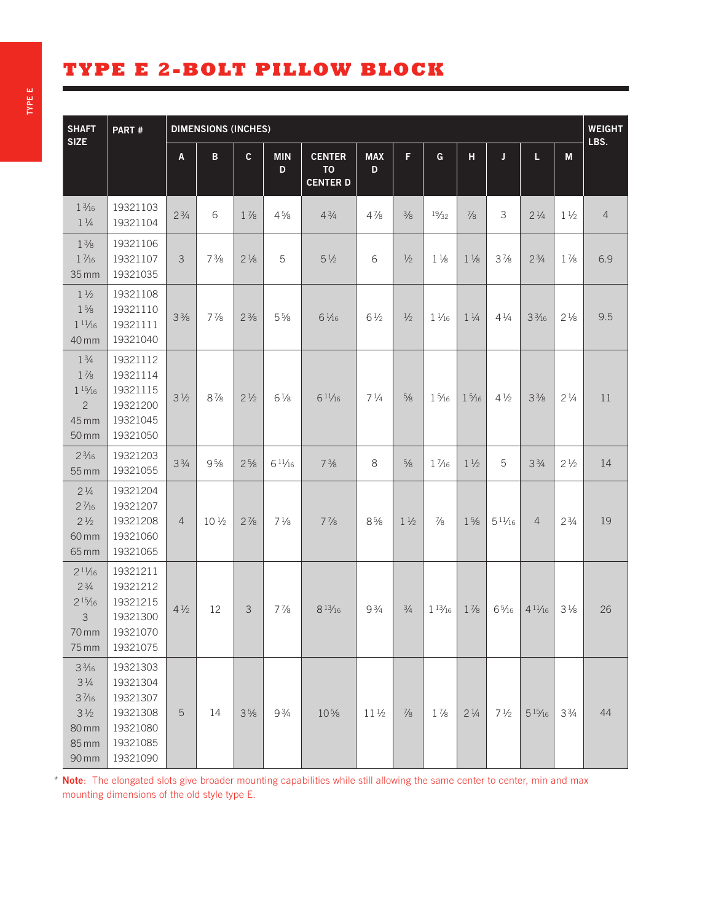# TYPE E 2-BOLT PILLOW BLOCK

| SHAFT SIZE | PART # | DIMENSIONS (INCHES) | | | | | | | | | | | | WEIGHT LBS. |
|---|---|---|---|---|---|---|---|---|---|---|---|---|---|---|
| | | A | B | C | MIN D | CENTER TO CENTER D | MAX D | F | G | H | J | L | M | |
| 1 3⁄16<br>1 1⁄4 | 19321103<br>19321104 | 2 3⁄4 | 6 | 1 7⁄8 | 4 5⁄8 | 4 3⁄4 | 4 7⁄8 | 3⁄8 | 19⁄32 | 7⁄8 | 3 | 2 1⁄4 | 1 1⁄2 | 4 |
| 1 3⁄8<br>1 7⁄16<br>35 mm | 19321106<br>19321107<br>19321035 | 3 | 7 3⁄8 | 2 1⁄8 | 5 | 5 1⁄2 | 6 | 1⁄2 | 1 1⁄8 | 1 1⁄8 | 3 7⁄8 | 2 3⁄4 | 1 7⁄8 | 6.9 |
| 1 1⁄2<br>1 5⁄8<br>1 11⁄16<br>40 mm | 19321108<br>19321110<br>19321111<br>19321040 | 3 3⁄8 | 7 7⁄8 | 2 3⁄8 | 5 5⁄8 | 6 1⁄16 | 6 1⁄2 | 1⁄2 | 1 1⁄16 | 1 1⁄4 | 4 1⁄4 | 3 3⁄16 | 2 1⁄8 | 9.5 |
| 1 3⁄4<br>1 7⁄8<br>1 15⁄16<br>2<br>45 mm<br>50 mm | 19321112<br>19321114<br>19321115<br>19321200<br>19321045<br>19321050 | 3 1⁄2 | 8 7⁄8 | 2 1⁄2 | 6 1⁄8 | 6 11⁄16 | 7 1⁄4 | 5⁄8 | 1 5⁄16 | 1 5⁄16 | 4 1⁄2 | 3 3⁄8 | 2 1⁄4 | 11 |
| 2 3⁄16<br>55 mm | 19321203<br>19321055 | 3 3⁄4 | 9 5⁄8 | 2 5⁄8 | 6 11⁄16 | 7 3⁄8 | 8 | 5⁄8 | 1 7⁄16 | 1 1⁄2 | 5 | 3 3⁄4 | 2 1⁄2 | 14 |
| 2 1⁄4<br>2 7⁄16<br>2 1⁄2<br>60 mm<br>65 mm | 19321204<br>19321207<br>19321208<br>19321060<br>19321065 | 4 | 10 1⁄2 | 2 7⁄8 | 7 1⁄8 | 7 7⁄8 | 8 5⁄8 | 1 1⁄2 | 7⁄8 | 1 5⁄8 | 5 11⁄16 | 4 | 2 3⁄4 | 19 |
| 2 11⁄16<br>2 3⁄4<br>2 15⁄16<br>3<br>70 mm<br>75 mm | 19321211<br>19321212<br>19321215<br>19321300<br>19321070<br>19321075 | 4 1⁄2 | 12 | 3 | 7 7⁄8 | 8 13⁄16 | 9 3⁄4 | 3⁄4 | 1 13⁄16 | 1 7⁄8 | 6 5⁄16 | 4 11⁄16 | 3 1⁄8 | 26 |
| 3 3⁄16<br>3 1⁄4<br>3 7⁄16<br>3 1⁄2<br>80 mm<br>85 mm<br>90 mm | 19321303<br>19321304<br>19321307<br>19321308<br>19321080<br>19321085<br>19321090 | 5 | 14 | 3 5⁄8 | 9 3⁄4 | 10 5⁄8 | 11 1⁄2 | 7⁄8 | 1 7⁄8 | 2 1⁄4 | 7 1⁄2 | 5 15⁄16 | 3 3⁄4 | 44 |

* **Note**: The elongated slots give broader mounting capabilities while still allowing the same center to center, min and max mounting dimensions of the old style type E.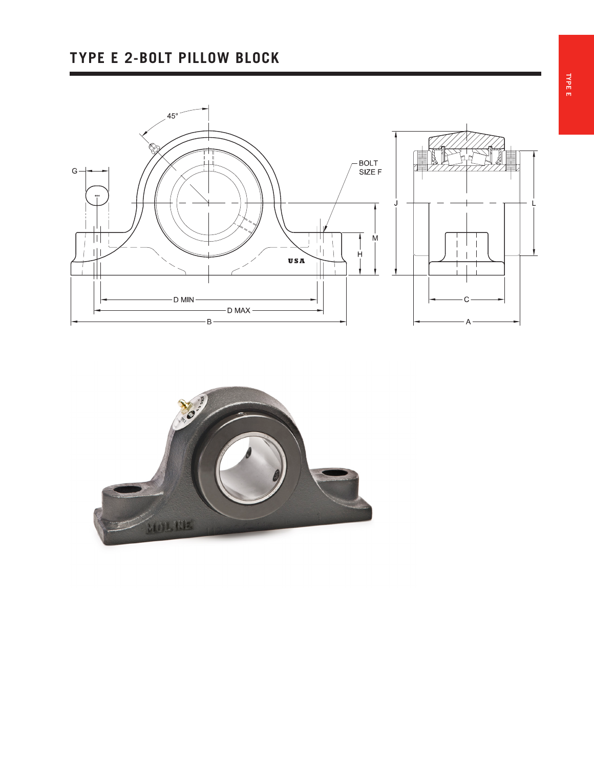# TYPE E 2-BOLT PILLOW BLOCK

45°

G

BOLT SIZE F

USA

M

H

J

L

D MIN

D MAX

B

C

A